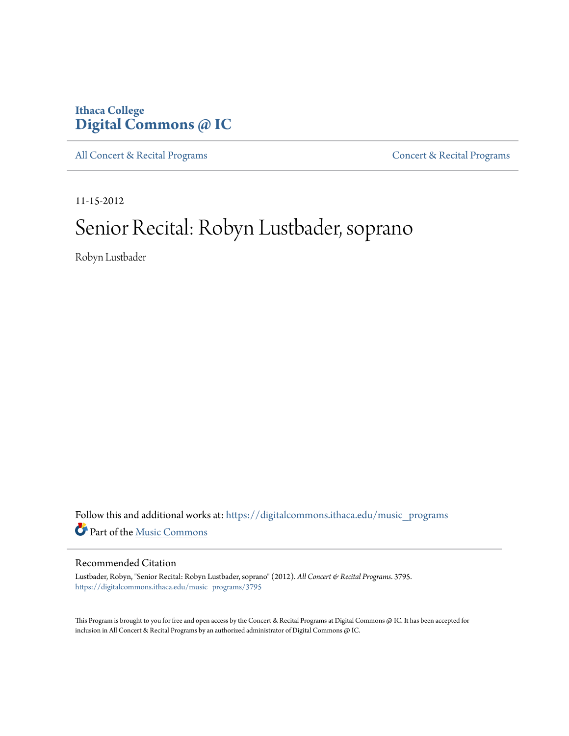Ithaca College
**Digital Commons @ IC**

All Concert & Recital Programs | Concert & Recital Programs

11-15-2012

# Senior Recital: Robyn Lustbader, soprano

Robyn Lustbader

Follow this and additional works at: https://digitalcommons.ithaca.edu/music_programs

Part of the Music Commons

## Recommended Citation

Lustbader, Robyn, "Senior Recital: Robyn Lustbader, soprano" (2012). *All Concert & Recital Programs*. 3795.
https://digitalcommons.ithaca.edu/music_programs/3795

This Program is brought to you for free and open access by the Concert & Recital Programs at Digital Commons @ IC. It has been accepted for inclusion in All Concert & Recital Programs by an authorized administrator of Digital Commons @ IC.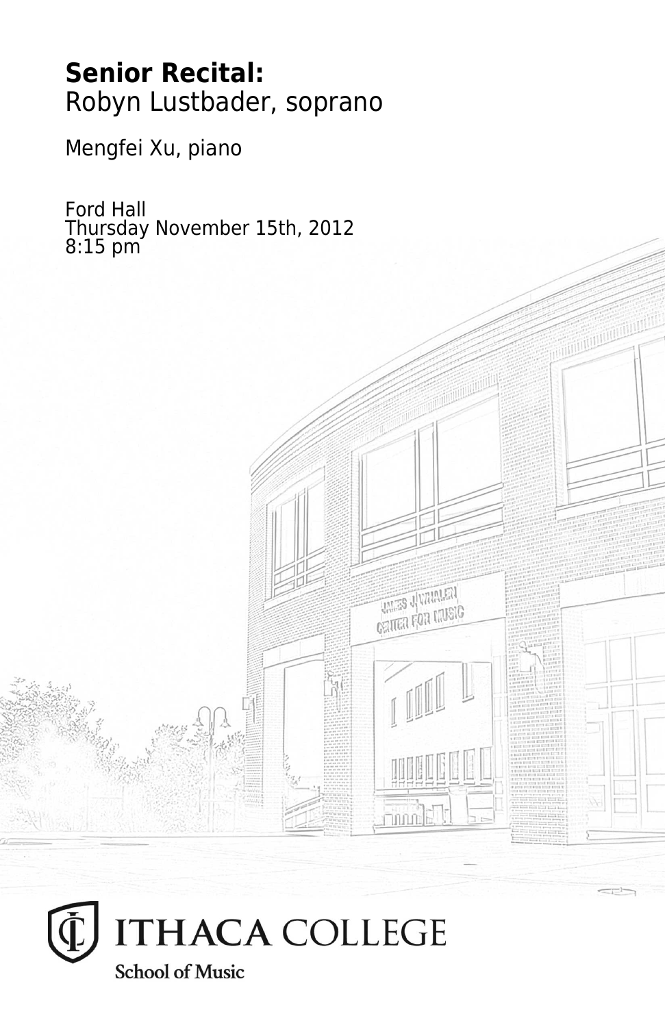**Senior Recital:**
Robyn Lustbader, soprano

Mengfei Xu, piano

Ford Hall
Thursday November 15th, 2012
8:15 pm

ITHACA COLLEGE
School of Music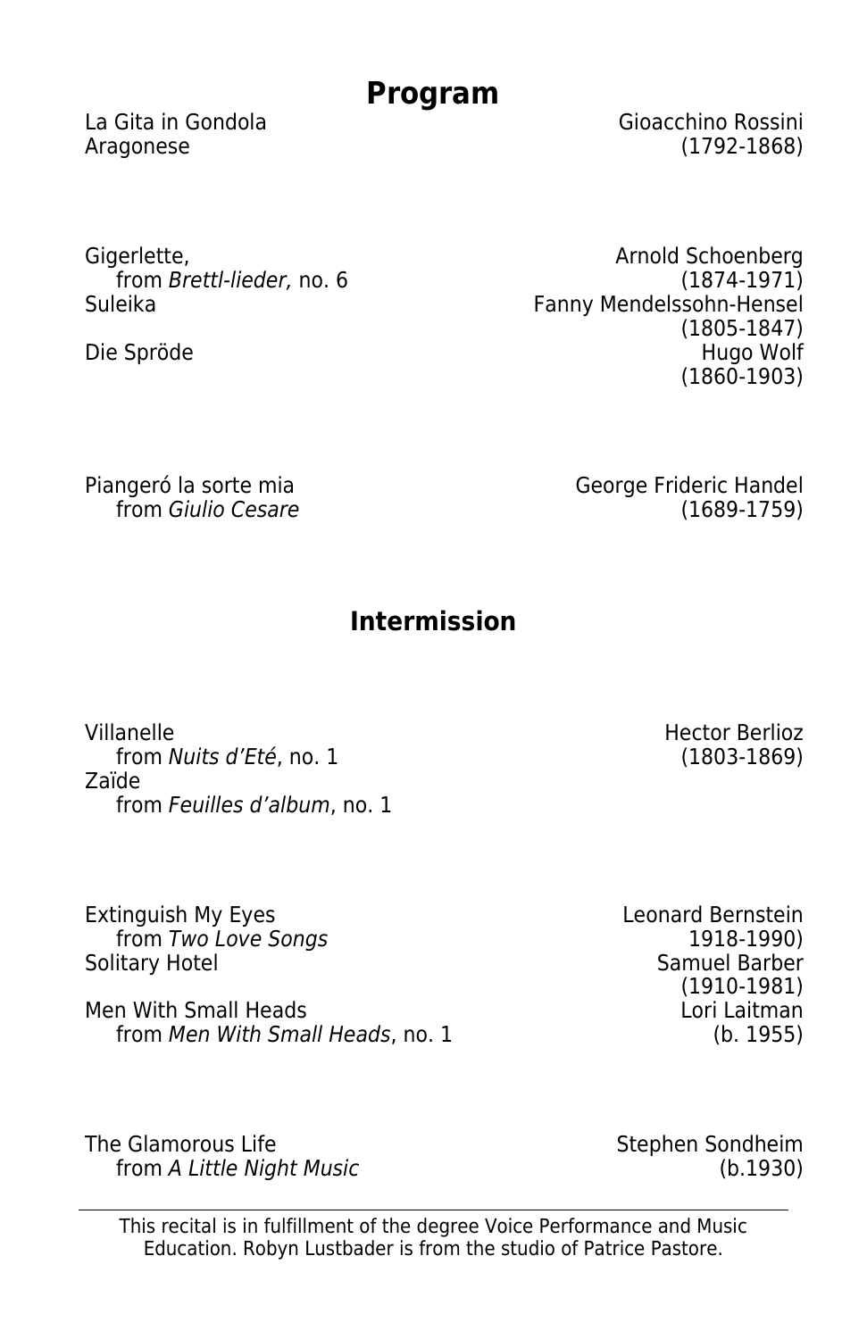# Program

La Gita in Gondola — Gioacchino Rossini
Aragonese — (1792-1868)

Gigerlette, — Arnold Schoenberg
from *Brettl-lieder,* no. 6 — (1874-1971)
Suleika — Fanny Mendelssohn-Hensel
(1805-1847)
Die Spröde — Hugo Wolf
(1860-1903)

Piangeró la sorte mia — George Frideric Handel
from *Giulio Cesare* — (1689-1759)

## Intermission

Villanelle — Hector Berlioz
from *Nuits d'Eté*, no. 1 — (1803-1869)
Zaïde
from *Feuilles d'album*, no. 1

Extinguish My Eyes — Leonard Bernstein
from *Two Love Songs* — 1918-1990)
Solitary Hotel — Samuel Barber
(1910-1981)
Men With Small Heads — Lori Laitman
from *Men With Small Heads*, no. 1 — (b. 1955)

The Glamorous Life — Stephen Sondheim
from *A Little Night Music* — (b.1930)

---

This recital is in fulfillment of the degree Voice Performance and Music Education. Robyn Lustbader is from the studio of Patrice Pastore.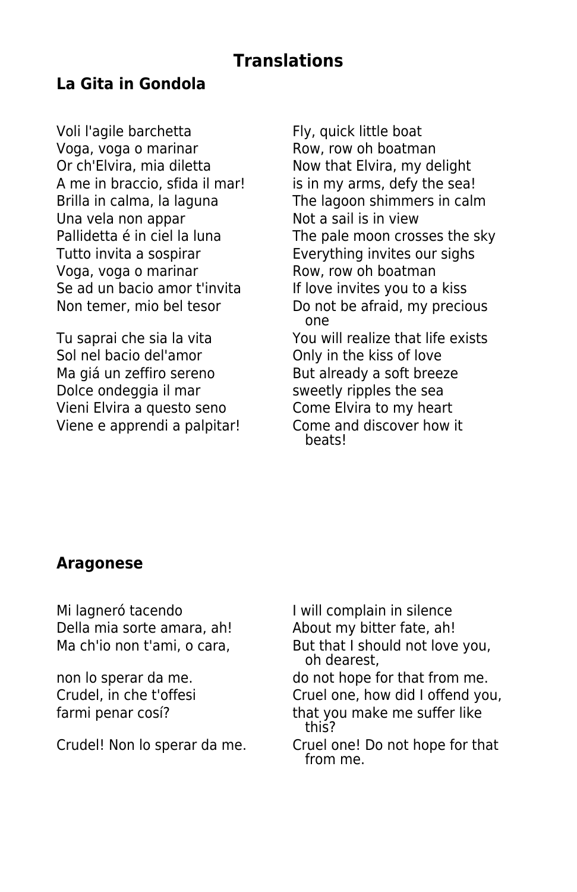# Translations

## La Gita in Gondola

| Italian | English |
|---|---|
| Voli l'agile barchetta | Fly, quick little boat |
| Voga, voga o marinar | Row, row oh boatman |
| Or ch'Elvira, mia diletta | Now that Elvira, my delight |
| A me in braccio, sfida il mar! | is in my arms, defy the sea! |
| Brilla in calma, la laguna | The lagoon shimmers in calm |
| Una vela non appar | Not a sail is in view |
| Pallidetta é in ciel la luna | The pale moon crosses the sky |
| Tutto invita a sospirar | Everything invites our sighs |
| Voga, voga o marinar | Row, row oh boatman |
| Se ad un bacio amor t'invita | If love invites you to a kiss |
| Non temer, mio bel tesor | Do not be afraid, my precious one |
| Tu saprai che sia la vita | You will realize that life exists |
| Sol nel bacio del'amor | Only in the kiss of love |
| Ma giá un zeffiro sereno | But already a soft breeze |
| Dolce ondeggia il mar | sweetly ripples the sea |
| Vieni Elvira a questo seno | Come Elvira to my heart |
| Viene e apprendi a palpitar! | Come and discover how it beats! |

## Aragonese

| Italian | English |
|---|---|
| Mi lagneró tacendo | I will complain in silence |
| Della mia sorte amara, ah! | About my bitter fate, ah! |
| Ma ch'io non t'ami, o cara, | But that I should not love you, oh dearest, |
| non lo sperar da me. | do not hope for that from me. |
| Crudel, in che t'offesi | Cruel one, how did I offend you, |
| farmi penar cosí? | that you make me suffer like this? |
| Crudel! Non lo sperar da me. | Cruel one! Do not hope for that from me. |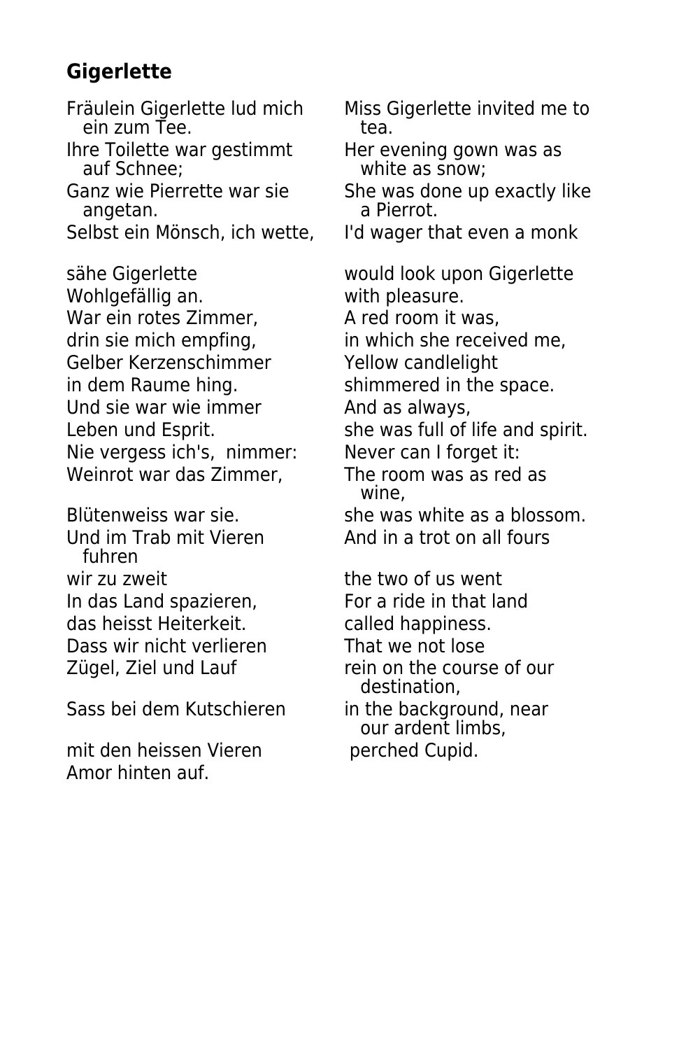### Gigerlette

| | |
|---|---|
| Fräulein Gigerlette lud mich ein zum Tee. | Miss Gigerlette invited me to tea. |
| Ihre Toilette war gestimmt auf Schnee; | Her evening gown was as white as snow; |
| Ganz wie Pierrette war sie angetan. | She was done up exactly like a Pierrot. |
| Selbst ein Mönsch, ich wette, | I'd wager that even a monk |
| sähe Gigerlette | would look upon Gigerlette |
| Wohlgefällig an. | with pleasure. |
| War ein rotes Zimmer, | A red room it was, |
| drin sie mich empfing, | in which she received me, |
| Gelber Kerzenschimmer | Yellow candlelight |
| in dem Raume hing. | shimmered in the space. |
| Und sie war wie immer | And as always, |
| Leben und Esprit. | she was full of life and spirit. |
| Nie vergess ich's, nimmer: | Never can I forget it: |
| Weinrot war das Zimmer, | The room was as red as wine, |
| Blütenweiss war sie. | she was white as a blossom. |
| Und im Trab mit Vieren fuhren | And in a trot on all fours |
| wir zu zweit | the two of us went |
| In das Land spazieren, | For a ride in that land |
| das heisst Heiterkeit. | called happiness. |
| Dass wir nicht verlieren | That we not lose |
| Zügel, Ziel und Lauf | rein on the course of our destination, |
| Sass bei dem Kutschieren | in the background, near our ardent limbs, |
| mit den heissen Vieren | perched Cupid. |
| Amor hinten auf. | |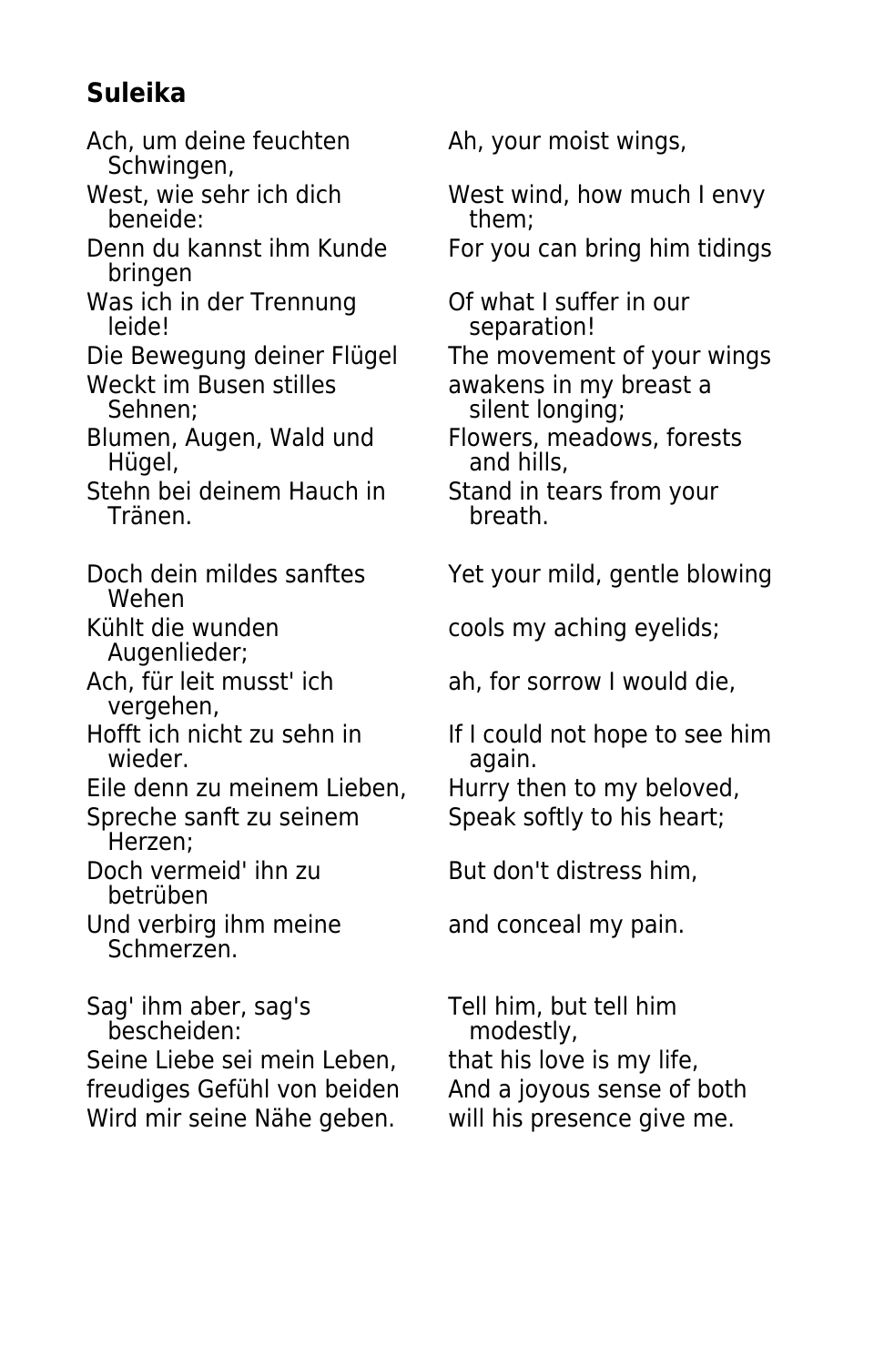## Suleika

| | |
|---|---|
| Ach, um deine feuchten Schwingen, | Ah, your moist wings, |
| West, wie sehr ich dich beneide: | West wind, how much I envy them; |
| Denn du kannst ihm Kunde bringen | For you can bring him tidings |
| Was ich in der Trennung leide! | Of what I suffer in our separation! |
| Die Bewegung deiner Flügel | The movement of your wings |
| Weckt im Busen stilles Sehnen; | awakens in my breast a silent longing; |
| Blumen, Augen, Wald und Hügel, | Flowers, meadows, forests and hills, |
| Stehn bei deinem Hauch in Tränen. | Stand in tears from your breath. |
| | |
| Doch dein mildes sanftes Wehen | Yet your mild, gentle blowing |
| Kühlt die wunden Augenlieder; | cools my aching eyelids; |
| Ach, für leit musst' ich vergehen, | ah, for sorrow I would die, |
| Hofft ich nicht zu sehn in wieder. | If I could not hope to see him again. |
| Eile denn zu meinem Lieben, | Hurry then to my beloved, |
| Spreche sanft zu seinem Herzen; | Speak softly to his heart; |
| Doch vermeid' ihn zu betrüben | But don't distress him, |
| Und verbirg ihm meine Schmerzen. | and conceal my pain. |
| | |
| Sag' ihm aber, sag's bescheiden: | Tell him, but tell him modestly, |
| Seine Liebe sei mein Leben, | that his love is my life, |
| freudiges Gefühl von beiden | And a joyous sense of both |
| Wird mir seine Nähe geben. | will his presence give me. |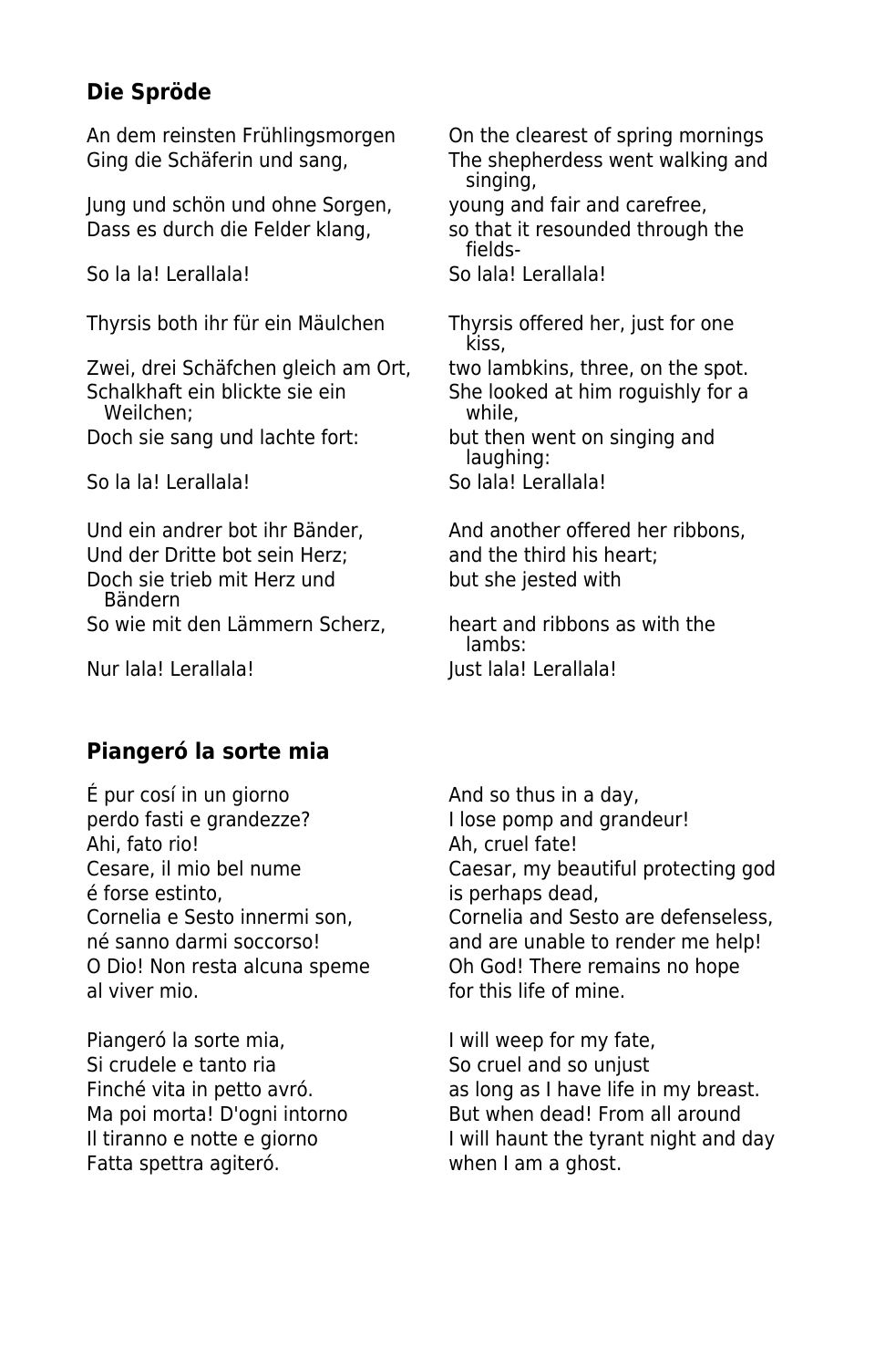### Die Spröde

| | |
|---|---|
| An dem reinsten Frühlingsmorgen | On the clearest of spring mornings |
| Ging die Schäferin und sang, | The shepherdess went walking and singing, |
| Jung und schön und ohne Sorgen, | young and fair and carefree, |
| Dass es durch die Felder klang, | so that it resounded through the fields- |
| So la la! Lerallala! | So lala! Lerallala! |
| | |
| Thyrsis both ihr für ein Mäulchen | Thyrsis offered her, just for one kiss, |
| Zwei, drei Schäfchen gleich am Ort, | two lambkins, three, on the spot. |
| Schalkhaft ein blickte sie ein Weilchen; | She looked at him roguishly for a while, |
| Doch sie sang und lachte fort: | but then went on singing and laughing: |
| So la la! Lerallala! | So lala! Lerallala! |
| | |
| Und ein andrer bot ihr Bänder, | And another offered her ribbons, |
| Und der Dritte bot sein Herz; | and the third his heart; |
| Doch sie trieb mit Herz und Bändern | but she jested with |
| So wie mit den Lämmern Scherz, | heart and ribbons as with the lambs: |
| Nur lala! Lerallala! | Just lala! Lerallala! |

### Piangeró la sorte mia

| | |
|---|---|
| É pur cosí in un giorno | And so thus in a day, |
| perdo fasti e grandezze? | I lose pomp and grandeur! |
| Ahi, fato rio! | Ah, cruel fate! |
| Cesare, il mio bel nume | Caesar, my beautiful protecting god |
| é forse estinto, | is perhaps dead, |
| Cornelia e Sesto innermi son, | Cornelia and Sesto are defenseless, |
| né sanno darmi soccorso! | and are unable to render me help! |
| O Dio! Non resta alcuna speme | Oh God! There remains no hope |
| al viver mio. | for this life of mine. |
| | |
| Piangeró la sorte mia, | I will weep for my fate, |
| Si crudele e tanto ria | So cruel and so unjust |
| Finché vita in petto avró. | as long as I have life in my breast. |
| Ma poi morta! D'ogni intorno | But when dead! From all around |
| Il tiranno e notte e giorno | I will haunt the tyrant night and day |
| Fatta spettra agiteró. | when I am a ghost. |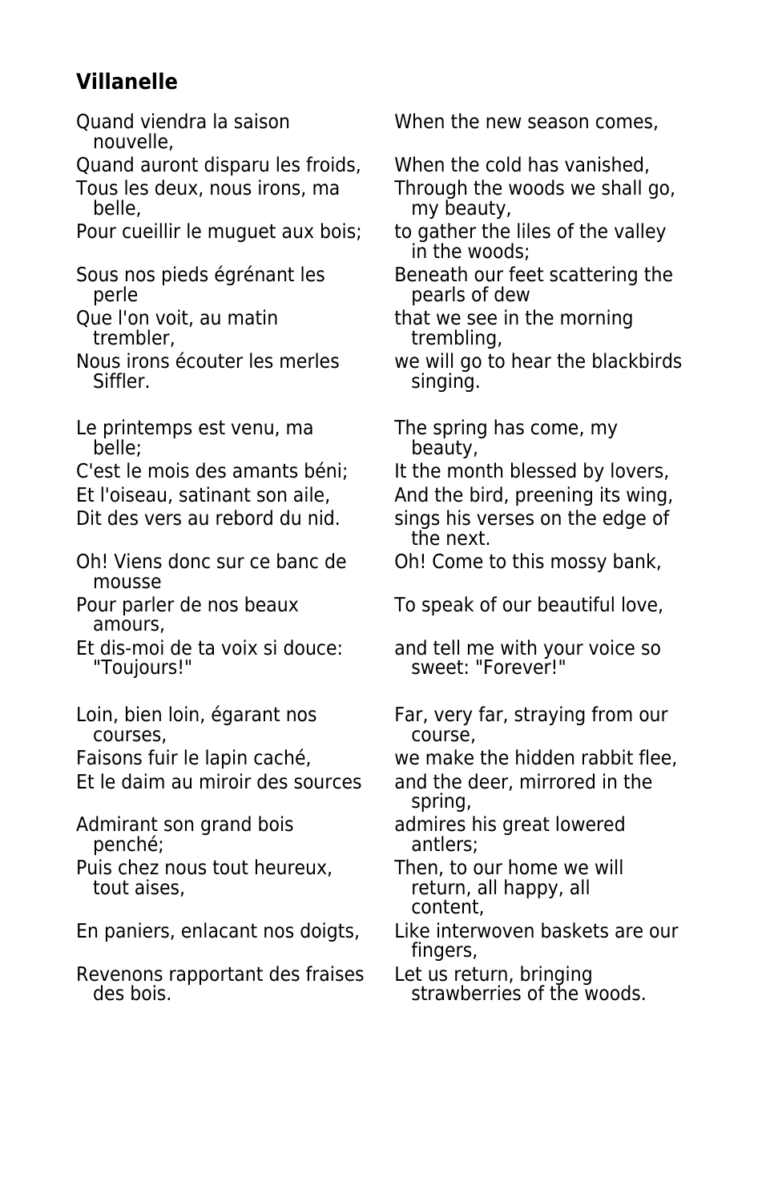### Villanelle

| | |
|---|---|
| Quand viendra la saison nouvelle, | When the new season comes, |
| Quand auront disparu les froids, | When the cold has vanished, |
| Tous les deux, nous irons, ma belle, | Through the woods we shall go, my beauty, |
| Pour cueillir le muguet aux bois; | to gather the liles of the valley in the woods; |
| Sous nos pieds égrénant les perle | Beneath our feet scattering the pearls of dew |
| Que l'on voit, au matin trembler, | that we see in the morning trembling, |
| Nous irons écouter les merles Siffler. | we will go to hear the blackbirds singing. |
| | |
| Le printemps est venu, ma belle; | The spring has come, my beauty, |
| C'est le mois des amants béni; | It the month blessed by lovers, |
| Et l'oiseau, satinant son aile, | And the bird, preening its wing, |
| Dit des vers au rebord du nid. | sings his verses on the edge of the next. |
| Oh! Viens donc sur ce banc de mousse | Oh! Come to this mossy bank, |
| Pour parler de nos beaux amours, | To speak of our beautiful love, |
| Et dis-moi de ta voix si douce: "Toujours!" | and tell me with your voice so sweet: "Forever!" |
| | |
| Loin, bien loin, égarant nos courses, | Far, very far, straying from our course, |
| Faisons fuir le lapin caché, | we make the hidden rabbit flee, |
| Et le daim au miroir des sources | and the deer, mirrored in the spring, |
| Admirant son grand bois penché; | admires his great lowered antlers; |
| Puis chez nous tout heureux, tout aises, | Then, to our home we will return, all happy, all content, |
| En paniers, enlacant nos doigts, | Like interwoven baskets are our fingers, |
| Revenons rapportant des fraises des bois. | Let us return, bringing strawberries of the woods. |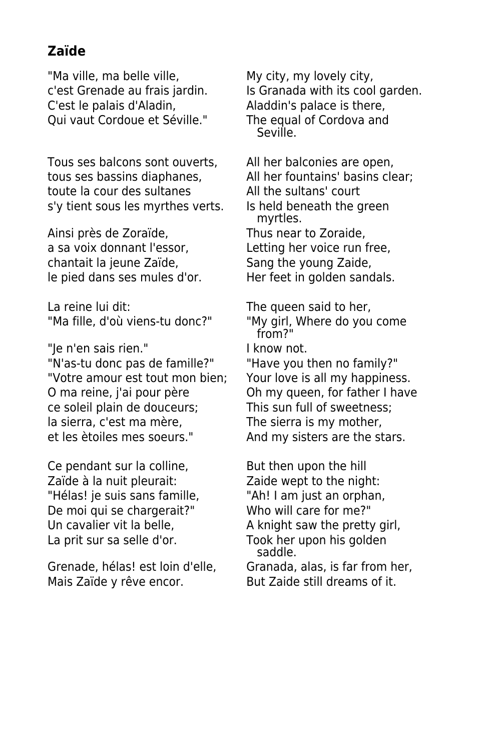**Zaïde**

| | |
|---|---|
| "Ma ville, ma belle ville, | My city, my lovely city, |
| c'est Grenade au frais jardin. | Is Granada with its cool garden. |
| C'est le palais d'Aladin, | Aladdin's palace is there, |
| Qui vaut Cordoue et Séville." | The equal of Cordova and Seville. |
| | |
| Tous ses balcons sont ouverts, | All her balconies are open, |
| tous ses bassins diaphanes, | All her fountains' basins clear; |
| toute la cour des sultanes | All the sultans' court |
| s'y tient sous les myrthes verts. | Is held beneath the green myrtles. |
| | |
| Ainsi près de Zoraïde, | Thus near to Zoraide, |
| a sa voix donnant l'essor, | Letting her voice run free, |
| chantait la jeune Zaïde, | Sang the young Zaide, |
| le pied dans ses mules d'or. | Her feet in golden sandals. |
| | |
| La reine lui dit: | The queen said to her, |
| "Ma fille, d'où viens-tu donc?" | "My girl, Where do you come from?" |
| "Je n'en sais rien." | I know not. |
| "N'as-tu donc pas de famille?" | "Have you then no family?" |
| "Votre amour est tout mon bien; | Your love is all my happiness. |
| O ma reine, j'ai pour père | Oh my queen, for father I have |
| ce soleil plain de douceurs; | This sun full of sweetness; |
| la sierra, c'est ma mère, | The sierra is my mother, |
| et les ètoiles mes soeurs." | And my sisters are the stars. |
| | |
| Ce pendant sur la colline, | But then upon the hill |
| Zaïde à la nuit pleurait: | Zaide wept to the night: |
| "Hélas! je suis sans famille, | "Ah! I am just an orphan, |
| De moi qui se chargerait?" | Who will care for me?" |
| Un cavalier vit la belle, | A knight saw the pretty girl, |
| La prit sur sa selle d'or. | Took her upon his golden saddle. |
| | |
| Grenade, hélas! est loin d'elle, | Granada, alas, is far from her, |
| Mais Zaïde y rêve encor. | But Zaide still dreams of it. |